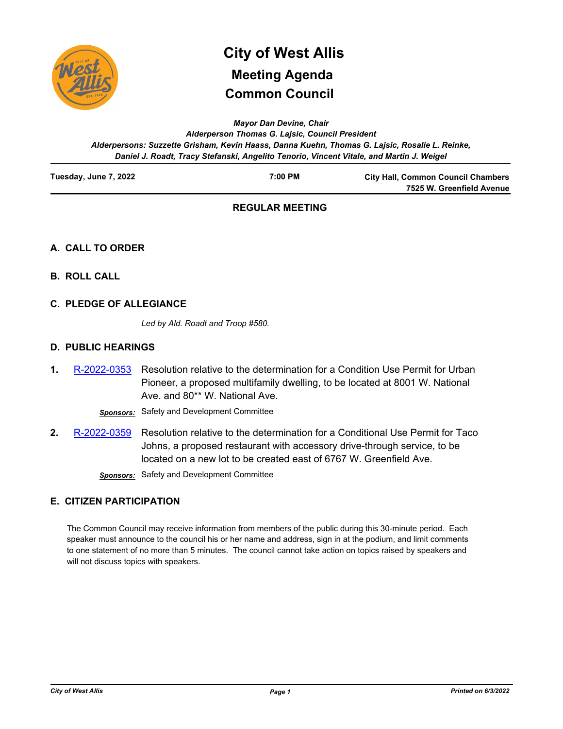# City of West Allis

## Meeting Agenda

## Common Council

*Mayor Dan Devine, Chair*
*Alderperson Thomas G. Lajsic, Council President*
*Alderpersons: Suzzette Grisham, Kevin Haass, Danna Kuehn, Thomas G. Lajsic, Rosalie L. Reinke, Daniel J. Roadt, Tracy Stefanski, Angelito Tenorio, Vincent Vitale, and Martin J. Weigel*

**Tuesday, June 7, 2022** | **7:00 PM** | **City Hall, Common Council Chambers 7525 W. Greenfield Avenue**

### REGULAR MEETING

### A. CALL TO ORDER

### B. ROLL CALL

### C. PLEDGE OF ALLEGIANCE

*Led by Ald. Roadt and Troop #580.*

### D. PUBLIC HEARINGS

**1.** R-2022-0353 Resolution relative to the determination for a Condition Use Permit for Urban Pioneer, a proposed multifamily dwelling, to be located at 8001 W. National Ave. and 80** W. National Ave.

***Sponsors:*** Safety and Development Committee

**2.** R-2022-0359 Resolution relative to the determination for a Conditional Use Permit for Taco Johns, a proposed restaurant with accessory drive-through service, to be located on a new lot to be created east of 6767 W. Greenfield Ave.

***Sponsors:*** Safety and Development Committee

### E. CITIZEN PARTICIPATION

The Common Council may receive information from members of the public during this 30-minute period. Each speaker must announce to the council his or her name and address, sign in at the podium, and limit comments to one statement of no more than 5 minutes. The council cannot take action on topics raised by speakers and will not discuss topics with speakers.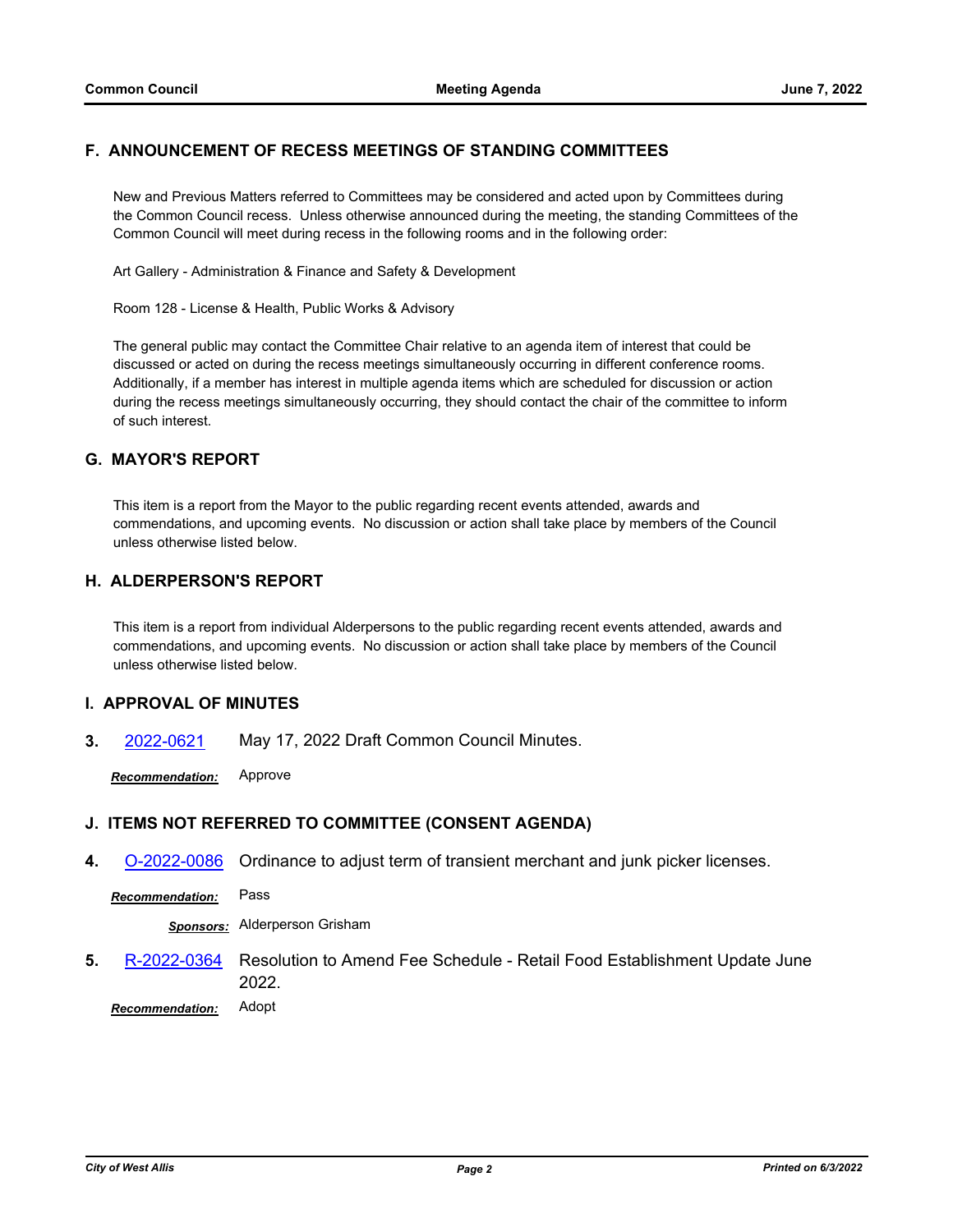## F. ANNOUNCEMENT OF RECESS MEETINGS OF STANDING COMMITTEES

New and Previous Matters referred to Committees may be considered and acted upon by Committees during the Common Council recess. Unless otherwise announced during the meeting, the standing Committees of the Common Council will meet during recess in the following rooms and in the following order:

Art Gallery - Administration & Finance and Safety & Development

Room 128 - License & Health, Public Works & Advisory

The general public may contact the Committee Chair relative to an agenda item of interest that could be discussed or acted on during the recess meetings simultaneously occurring in different conference rooms. Additionally, if a member has interest in multiple agenda items which are scheduled for discussion or action during the recess meetings simultaneously occurring, they should contact the chair of the committee to inform of such interest.

## G. MAYOR'S REPORT

This item is a report from the Mayor to the public regarding recent events attended, awards and commendations, and upcoming events. No discussion or action shall take place by members of the Council unless otherwise listed below.

## H. ALDERPERSON'S REPORT

This item is a report from individual Alderpersons to the public regarding recent events attended, awards and commendations, and upcoming events. No discussion or action shall take place by members of the Council unless otherwise listed below.

## I. APPROVAL OF MINUTES

**3.** 2022-0621 May 17, 2022 Draft Common Council Minutes.

***Recommendation:*** Approve

## J. ITEMS NOT REFERRED TO COMMITTEE (CONSENT AGENDA)

**4.** O-2022-0086 Ordinance to adjust term of transient merchant and junk picker licenses.

***Recommendation:*** Pass

***Sponsors:*** Alderperson Grisham

**5.** R-2022-0364 Resolution to Amend Fee Schedule - Retail Food Establishment Update June 2022.

***Recommendation:*** Adopt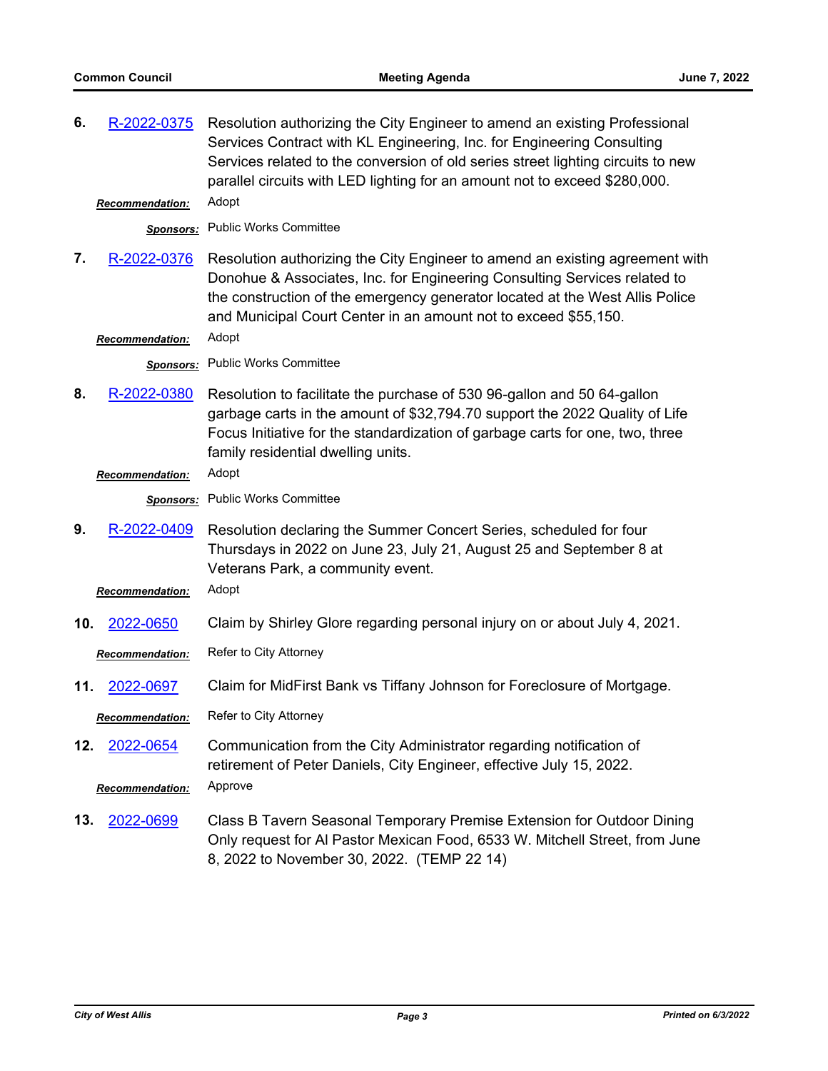6. R-2022-0375 Resolution authorizing the City Engineer to amend an existing Professional Services Contract with KL Engineering, Inc. for Engineering Consulting Services related to the conversion of old series street lighting circuits to new parallel circuits with LED lighting for an amount not to exceed $280,000.

   ***Recommendation:*** Adopt

   ***Sponsors:*** Public Works Committee

7. R-2022-0376 Resolution authorizing the City Engineer to amend an existing agreement with Donohue & Associates, Inc. for Engineering Consulting Services related to the construction of the emergency generator located at the West Allis Police and Municipal Court Center in an amount not to exceed $55,150.

   ***Recommendation:*** Adopt

   ***Sponsors:*** Public Works Committee

8. R-2022-0380 Resolution to facilitate the purchase of 530 96-gallon and 50 64-gallon garbage carts in the amount of $32,794.70 support the 2022 Quality of Life Focus Initiative for the standardization of garbage carts for one, two, three family residential dwelling units.

   ***Recommendation:*** Adopt

   ***Sponsors:*** Public Works Committee

9. R-2022-0409 Resolution declaring the Summer Concert Series, scheduled for four Thursdays in 2022 on June 23, July 21, August 25 and September 8 at Veterans Park, a community event.

   ***Recommendation:*** Adopt

10. 2022-0650 Claim by Shirley Glore regarding personal injury on or about July 4, 2021.

    ***Recommendation:*** Refer to City Attorney

11. 2022-0697 Claim for MidFirst Bank vs Tiffany Johnson for Foreclosure of Mortgage.

    ***Recommendation:*** Refer to City Attorney

12. 2022-0654 Communication from the City Administrator regarding notification of retirement of Peter Daniels, City Engineer, effective July 15, 2022.

    ***Recommendation:*** Approve

13. 2022-0699 Class B Tavern Seasonal Temporary Premise Extension for Outdoor Dining Only request for Al Pastor Mexican Food, 6533 W. Mitchell Street, from June 8, 2022 to November 30, 2022. (TEMP 22 14)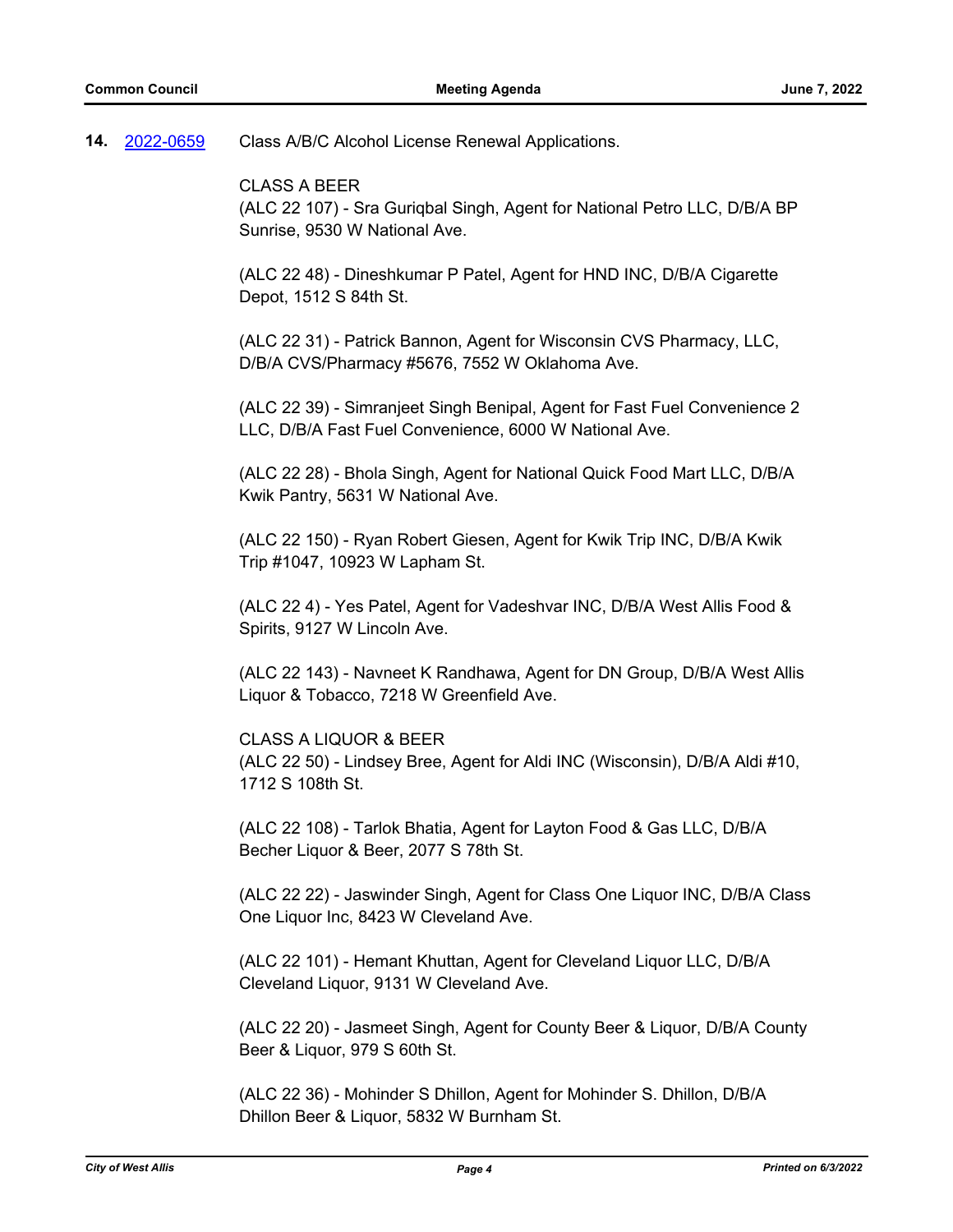**14.** [2022-0659] Class A/B/C Alcohol License Renewal Applications.

CLASS A BEER

(ALC 22 107) - Sra Guriqbal Singh, Agent for National Petro LLC, D/B/A BP Sunrise, 9530 W National Ave.

(ALC 22 48) - Dineshkumar P Patel, Agent for HND INC, D/B/A Cigarette Depot, 1512 S 84th St.

(ALC 22 31) - Patrick Bannon, Agent for Wisconsin CVS Pharmacy, LLC, D/B/A CVS/Pharmacy #5676, 7552 W Oklahoma Ave.

(ALC 22 39) - Simranjeet Singh Benipal, Agent for Fast Fuel Convenience 2 LLC, D/B/A Fast Fuel Convenience, 6000 W National Ave.

(ALC 22 28) - Bhola Singh, Agent for National Quick Food Mart LLC, D/B/A Kwik Pantry, 5631 W National Ave.

(ALC 22 150) - Ryan Robert Giesen, Agent for Kwik Trip INC, D/B/A Kwik Trip #1047, 10923 W Lapham St.

(ALC 22 4) - Yes Patel, Agent for Vadeshvar INC, D/B/A West Allis Food & Spirits, 9127 W Lincoln Ave.

(ALC 22 143) - Navneet K Randhawa, Agent for DN Group, D/B/A West Allis Liquor & Tobacco, 7218 W Greenfield Ave.

CLASS A LIQUOR & BEER

(ALC 22 50) - Lindsey Bree, Agent for Aldi INC (Wisconsin), D/B/A Aldi #10, 1712 S 108th St.

(ALC 22 108) - Tarlok Bhatia, Agent for Layton Food & Gas LLC, D/B/A Becher Liquor & Beer, 2077 S 78th St.

(ALC 22 22) - Jaswinder Singh, Agent for Class One Liquor INC, D/B/A Class One Liquor Inc, 8423 W Cleveland Ave.

(ALC 22 101) - Hemant Khuttan, Agent for Cleveland Liquor LLC, D/B/A Cleveland Liquor, 9131 W Cleveland Ave.

(ALC 22 20) - Jasmeet Singh, Agent for County Beer & Liquor, D/B/A County Beer & Liquor, 979 S 60th St.

(ALC 22 36) - Mohinder S Dhillon, Agent for Mohinder S. Dhillon, D/B/A Dhillon Beer & Liquor, 5832 W Burnham St.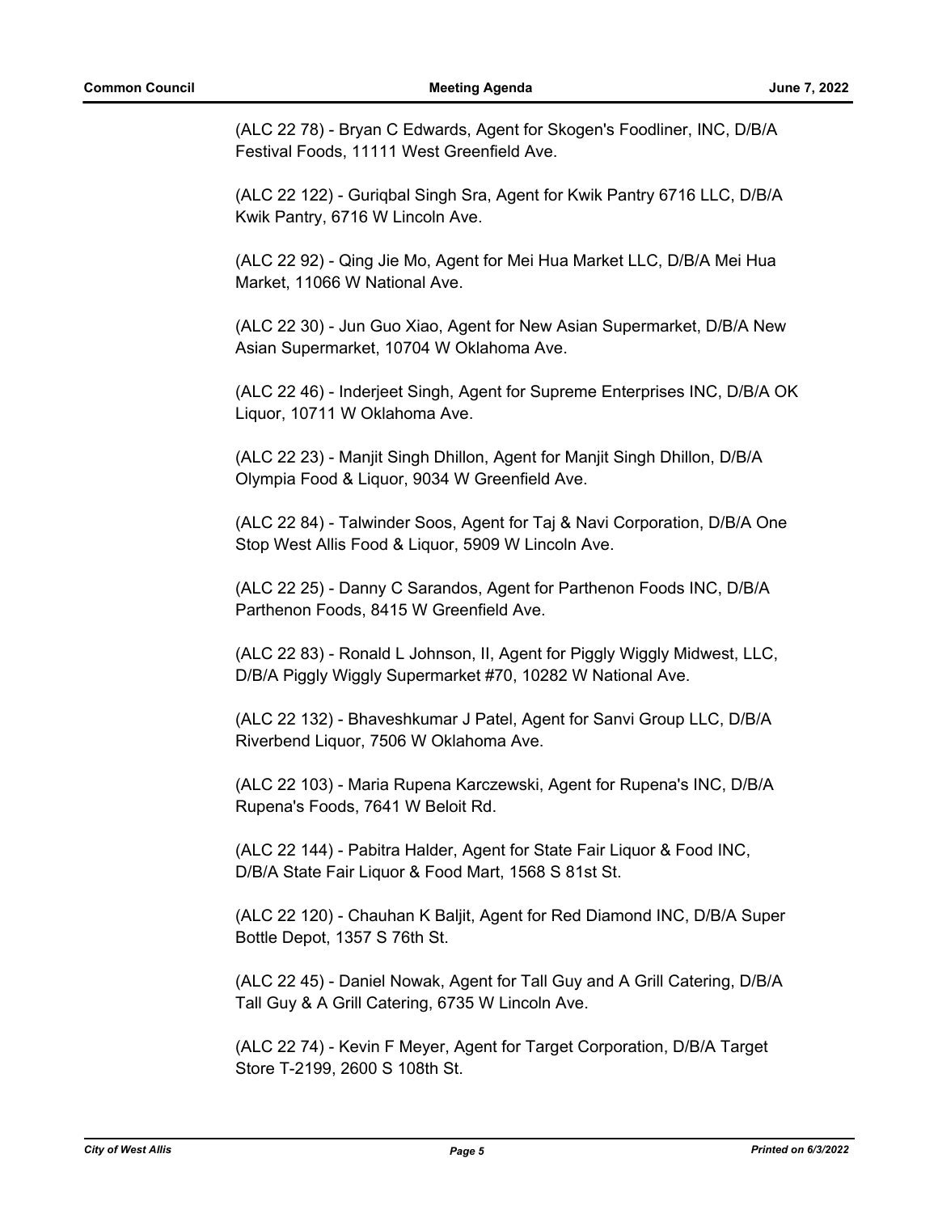(ALC 22 78) - Bryan C Edwards, Agent for Skogen's Foodliner, INC, D/B/A Festival Foods, 11111 West Greenfield Ave.

(ALC 22 122) - Guriqbal Singh Sra, Agent for Kwik Pantry 6716 LLC, D/B/A Kwik Pantry, 6716 W Lincoln Ave.

(ALC 22 92) - Qing Jie Mo, Agent for Mei Hua Market LLC, D/B/A Mei Hua Market, 11066 W National Ave.

(ALC 22 30) - Jun Guo Xiao, Agent for New Asian Supermarket, D/B/A New Asian Supermarket, 10704 W Oklahoma Ave.

(ALC 22 46) - Inderjeet Singh, Agent for Supreme Enterprises INC, D/B/A OK Liquor, 10711 W Oklahoma Ave.

(ALC 22 23) - Manjit Singh Dhillon, Agent for Manjit Singh Dhillon, D/B/A Olympia Food & Liquor, 9034 W Greenfield Ave.

(ALC 22 84) - Talwinder Soos, Agent for Taj & Navi Corporation, D/B/A One Stop West Allis Food & Liquor, 5909 W Lincoln Ave.

(ALC 22 25) - Danny C Sarandos, Agent for Parthenon Foods INC, D/B/A Parthenon Foods, 8415 W Greenfield Ave.

(ALC 22 83) - Ronald L Johnson, II, Agent for Piggly Wiggly Midwest, LLC, D/B/A Piggly Wiggly Supermarket #70, 10282 W National Ave.

(ALC 22 132) - Bhaveshkumar J Patel, Agent for Sanvi Group LLC, D/B/A Riverbend Liquor, 7506 W Oklahoma Ave.

(ALC 22 103) - Maria Rupena Karczewski, Agent for Rupena's INC, D/B/A Rupena's Foods, 7641 W Beloit Rd.

(ALC 22 144) - Pabitra Halder, Agent for State Fair Liquor & Food INC, D/B/A State Fair Liquor & Food Mart, 1568 S 81st St.

(ALC 22 120) - Chauhan K Baljit, Agent for Red Diamond INC, D/B/A Super Bottle Depot, 1357 S 76th St.

(ALC 22 45) - Daniel Nowak, Agent for Tall Guy and A Grill Catering, D/B/A Tall Guy & A Grill Catering, 6735 W Lincoln Ave.

(ALC 22 74) - Kevin F Meyer, Agent for Target Corporation, D/B/A Target Store T-2199, 2600 S 108th St.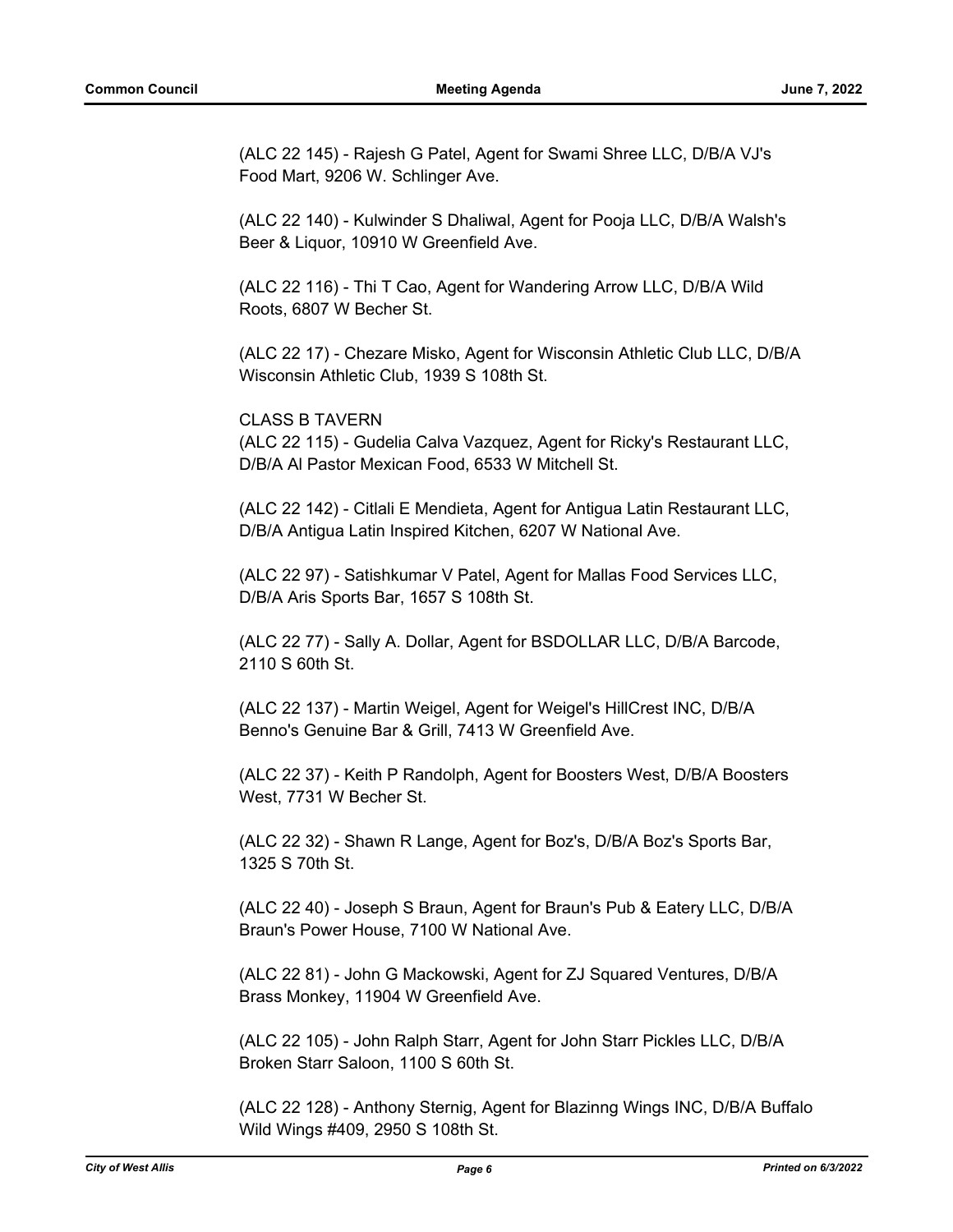(ALC 22 145) - Rajesh G Patel, Agent for Swami Shree LLC, D/B/A VJ's Food Mart, 9206 W. Schlinger Ave.

(ALC 22 140) - Kulwinder S Dhaliwal, Agent for Pooja LLC, D/B/A Walsh's Beer & Liquor, 10910 W Greenfield Ave.

(ALC 22 116) - Thi T Cao, Agent for Wandering Arrow LLC, D/B/A Wild Roots, 6807 W Becher St.

(ALC 22 17) - Chezare Misko, Agent for Wisconsin Athletic Club LLC, D/B/A Wisconsin Athletic Club, 1939 S 108th St.

CLASS B TAVERN

(ALC 22 115) - Gudelia Calva Vazquez, Agent for Ricky's Restaurant LLC, D/B/A Al Pastor Mexican Food, 6533 W Mitchell St.

(ALC 22 142) - Citlali E Mendieta, Agent for Antigua Latin Restaurant LLC, D/B/A Antigua Latin Inspired Kitchen, 6207 W National Ave.

(ALC 22 97) - Satishkumar V Patel, Agent for Mallas Food Services LLC, D/B/A Aris Sports Bar, 1657 S 108th St.

(ALC 22 77) - Sally A. Dollar, Agent for BSDOLLAR LLC, D/B/A Barcode, 2110 S 60th St.

(ALC 22 137) - Martin Weigel, Agent for Weigel's HillCrest INC, D/B/A Benno's Genuine Bar & Grill, 7413 W Greenfield Ave.

(ALC 22 37) - Keith P Randolph, Agent for Boosters West, D/B/A Boosters West, 7731 W Becher St.

(ALC 22 32) - Shawn R Lange, Agent for Boz's, D/B/A Boz's Sports Bar, 1325 S 70th St.

(ALC 22 40) - Joseph S Braun, Agent for Braun's Pub & Eatery LLC, D/B/A Braun's Power House, 7100 W National Ave.

(ALC 22 81) - John G Mackowski, Agent for ZJ Squared Ventures, D/B/A Brass Monkey, 11904 W Greenfield Ave.

(ALC 22 105) - John Ralph Starr, Agent for John Starr Pickles LLC, D/B/A Broken Starr Saloon, 1100 S 60th St.

(ALC 22 128) - Anthony Sternig, Agent for Blazinng Wings INC, D/B/A Buffalo Wild Wings #409, 2950 S 108th St.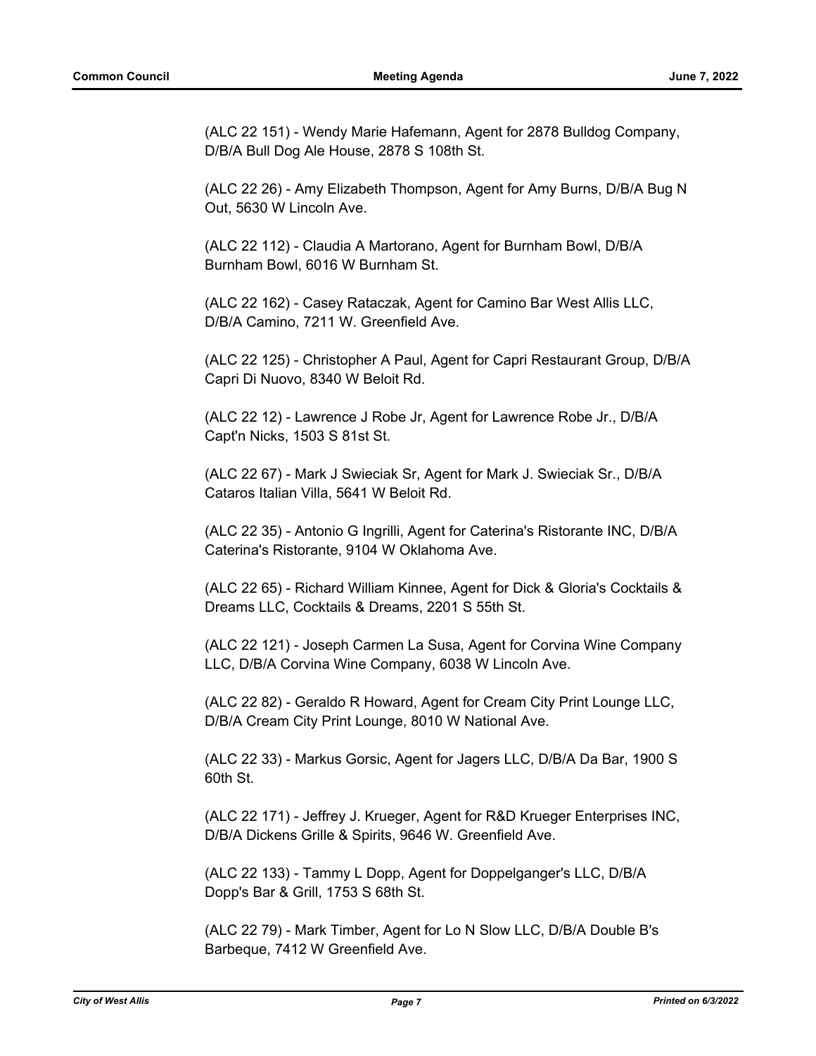(ALC 22 151) - Wendy Marie Hafemann, Agent for 2878 Bulldog Company, D/B/A Bull Dog Ale House, 2878 S 108th St.

(ALC 22 26) - Amy Elizabeth Thompson, Agent for Amy Burns, D/B/A Bug N Out, 5630 W Lincoln Ave.

(ALC 22 112) - Claudia A Martorano, Agent for Burnham Bowl, D/B/A Burnham Bowl, 6016 W Burnham St.

(ALC 22 162) - Casey Rataczak, Agent for Camino Bar West Allis LLC, D/B/A Camino, 7211 W. Greenfield Ave.

(ALC 22 125) - Christopher A Paul, Agent for Capri Restaurant Group, D/B/A Capri Di Nuovo, 8340 W Beloit Rd.

(ALC 22 12) - Lawrence J Robe Jr, Agent for Lawrence Robe Jr., D/B/A Capt'n Nicks, 1503 S 81st St.

(ALC 22 67) - Mark J Swieciak Sr, Agent for Mark J. Swieciak Sr., D/B/A Cataros Italian Villa, 5641 W Beloit Rd.

(ALC 22 35) - Antonio G Ingrilli, Agent for Caterina's Ristorante INC, D/B/A Caterina's Ristorante, 9104 W Oklahoma Ave.

(ALC 22 65) - Richard William Kinnee, Agent for Dick & Gloria's Cocktails & Dreams LLC, Cocktails & Dreams, 2201 S 55th St.

(ALC 22 121) - Joseph Carmen La Susa, Agent for Corvina Wine Company LLC, D/B/A Corvina Wine Company, 6038 W Lincoln Ave.

(ALC 22 82) - Geraldo R Howard, Agent for Cream City Print Lounge LLC, D/B/A Cream City Print Lounge, 8010 W National Ave.

(ALC 22 33) - Markus Gorsic, Agent for Jagers LLC, D/B/A Da Bar, 1900 S 60th St.

(ALC 22 171) - Jeffrey J. Krueger, Agent for R&D Krueger Enterprises INC, D/B/A Dickens Grille & Spirits, 9646 W. Greenfield Ave.

(ALC 22 133) - Tammy L Dopp, Agent for Doppelganger's LLC, D/B/A Dopp's Bar & Grill, 1753 S 68th St.

(ALC 22 79) - Mark Timber, Agent for Lo N Slow LLC, D/B/A Double B's Barbeque, 7412 W Greenfield Ave.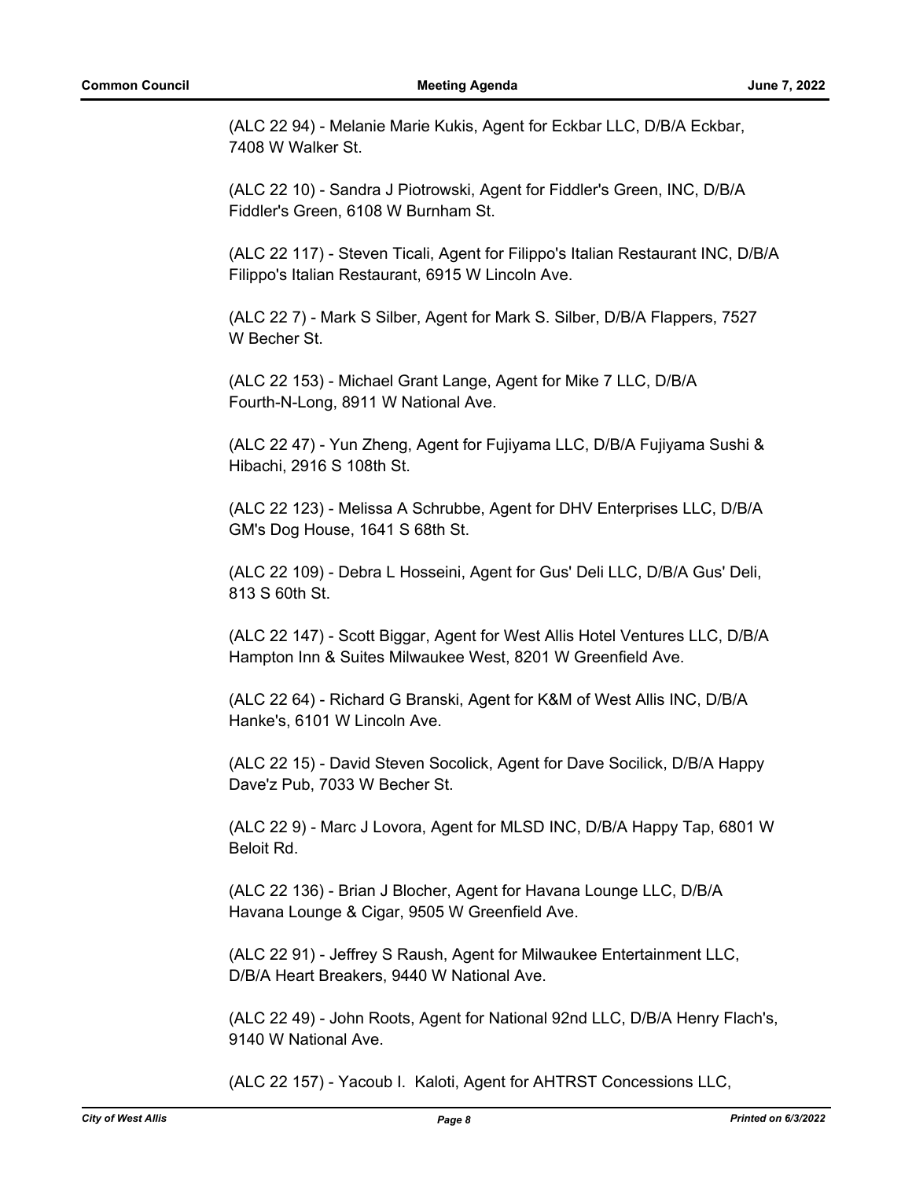(ALC 22 94) - Melanie Marie Kukis, Agent for Eckbar LLC, D/B/A Eckbar, 7408 W Walker St.

(ALC 22 10) - Sandra J Piotrowski, Agent for Fiddler's Green, INC, D/B/A Fiddler's Green, 6108 W Burnham St.

(ALC 22 117) - Steven Ticali, Agent for Filippo's Italian Restaurant INC, D/B/A Filippo's Italian Restaurant, 6915 W Lincoln Ave.

(ALC 22 7) - Mark S Silber, Agent for Mark S. Silber, D/B/A Flappers, 7527 W Becher St.

(ALC 22 153) - Michael Grant Lange, Agent for Mike 7 LLC, D/B/A Fourth-N-Long, 8911 W National Ave.

(ALC 22 47) - Yun Zheng, Agent for Fujiyama LLC, D/B/A Fujiyama Sushi & Hibachi, 2916 S 108th St.

(ALC 22 123) - Melissa A Schrubbe, Agent for DHV Enterprises LLC, D/B/A GM's Dog House, 1641 S 68th St.

(ALC 22 109) - Debra L Hosseini, Agent for Gus' Deli LLC, D/B/A Gus' Deli, 813 S 60th St.

(ALC 22 147) - Scott Biggar, Agent for West Allis Hotel Ventures LLC, D/B/A Hampton Inn & Suites Milwaukee West, 8201 W Greenfield Ave.

(ALC 22 64) - Richard G Branski, Agent for K&M of West Allis INC, D/B/A Hanke's, 6101 W Lincoln Ave.

(ALC 22 15) - David Steven Socolick, Agent for Dave Socilick, D/B/A Happy Dave'z Pub, 7033 W Becher St.

(ALC 22 9) - Marc J Lovora, Agent for MLSD INC, D/B/A Happy Tap, 6801 W Beloit Rd.

(ALC 22 136) - Brian J Blocher, Agent for Havana Lounge LLC, D/B/A Havana Lounge & Cigar, 9505 W Greenfield Ave.

(ALC 22 91) - Jeffrey S Raush, Agent for Milwaukee Entertainment LLC, D/B/A Heart Breakers, 9440 W National Ave.

(ALC 22 49) - John Roots, Agent for National 92nd LLC, D/B/A Henry Flach's, 9140 W National Ave.

(ALC 22 157) - Yacoub I. Kaloti, Agent for AHTRST Concessions LLC,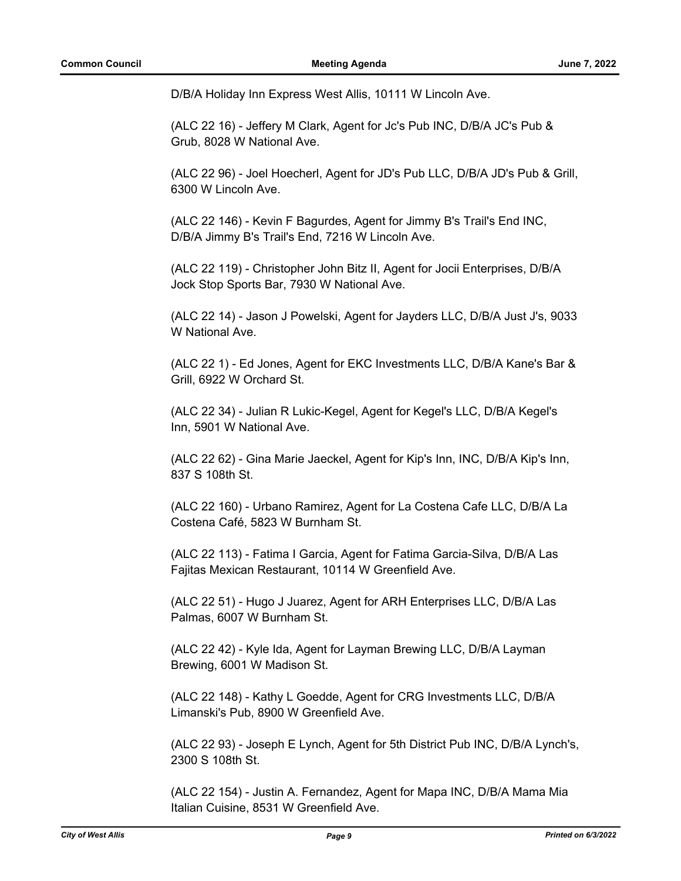D/B/A Holiday Inn Express West Allis, 10111 W Lincoln Ave.

(ALC 22 16) - Jeffery M Clark, Agent for Jc's Pub INC, D/B/A JC's Pub & Grub, 8028 W National Ave.

(ALC 22 96) - Joel Hoecherl, Agent for JD's Pub LLC, D/B/A JD's Pub & Grill, 6300 W Lincoln Ave.

(ALC 22 146) - Kevin F Bagurdes, Agent for Jimmy B's Trail's End INC, D/B/A Jimmy B's Trail's End, 7216 W Lincoln Ave.

(ALC 22 119) - Christopher John Bitz II, Agent for Jocii Enterprises, D/B/A Jock Stop Sports Bar, 7930 W National Ave.

(ALC 22 14) - Jason J Powelski, Agent for Jayders LLC, D/B/A Just J's, 9033 W National Ave.

(ALC 22 1) - Ed Jones, Agent for EKC Investments LLC, D/B/A Kane's Bar & Grill, 6922 W Orchard St.

(ALC 22 34) - Julian R Lukic-Kegel, Agent for Kegel's LLC, D/B/A Kegel's Inn, 5901 W National Ave.

(ALC 22 62) - Gina Marie Jaeckel, Agent for Kip's Inn, INC, D/B/A Kip's Inn, 837 S 108th St.

(ALC 22 160) - Urbano Ramirez, Agent for La Costena Cafe LLC, D/B/A La Costena Café, 5823 W Burnham St.

(ALC 22 113) - Fatima I Garcia, Agent for Fatima Garcia-Silva, D/B/A Las Fajitas Mexican Restaurant, 10114 W Greenfield Ave.

(ALC 22 51) - Hugo J Juarez, Agent for ARH Enterprises LLC, D/B/A Las Palmas, 6007 W Burnham St.

(ALC 22 42) - Kyle Ida, Agent for Layman Brewing LLC, D/B/A Layman Brewing, 6001 W Madison St.

(ALC 22 148) - Kathy L Goedde, Agent for CRG Investments LLC, D/B/A Limanski's Pub, 8900 W Greenfield Ave.

(ALC 22 93) - Joseph E Lynch, Agent for 5th District Pub INC, D/B/A Lynch's, 2300 S 108th St.

(ALC 22 154) - Justin A. Fernandez, Agent for Mapa INC, D/B/A Mama Mia Italian Cuisine, 8531 W Greenfield Ave.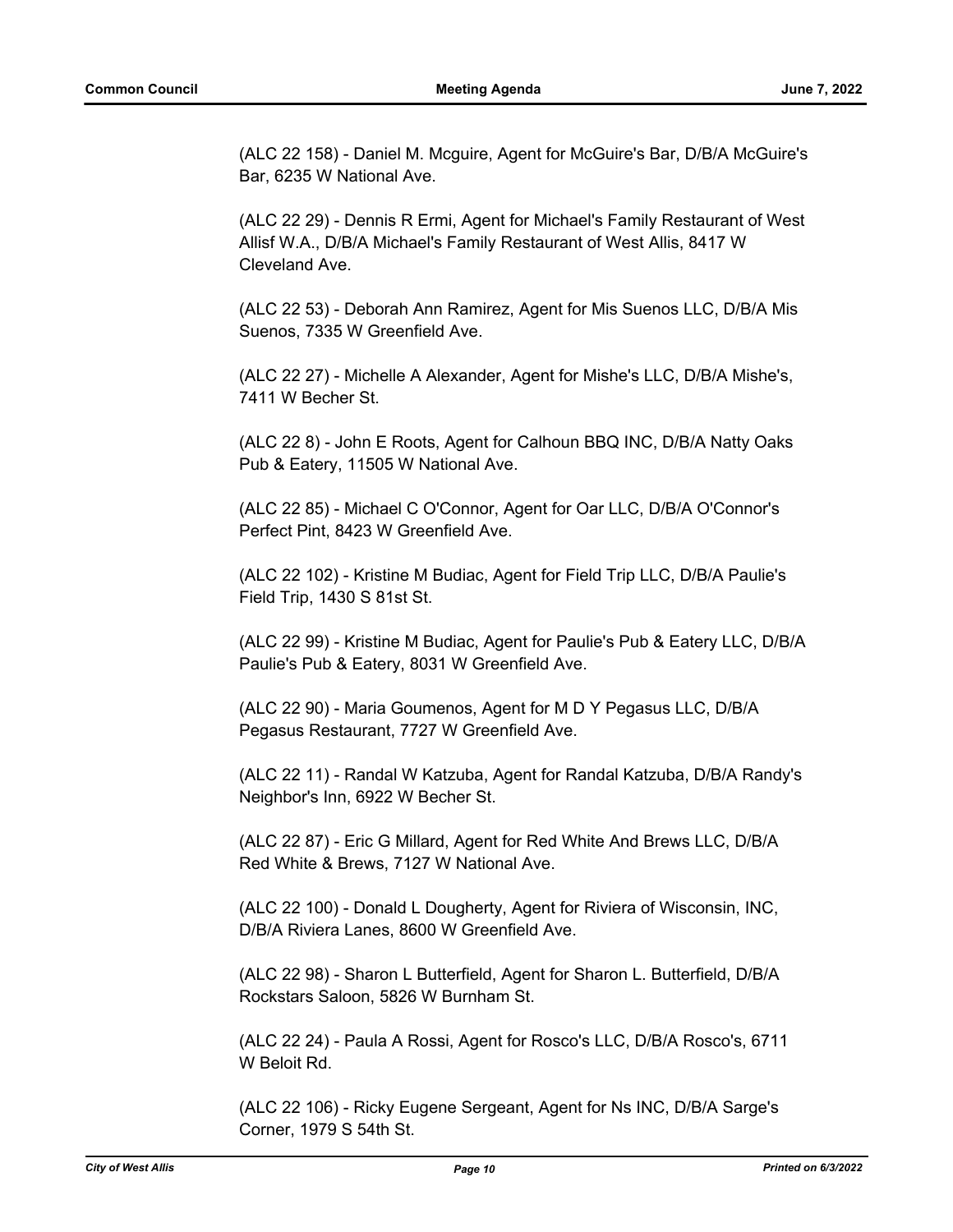(ALC 22 158) - Daniel M. Mcguire, Agent for McGuire's Bar, D/B/A McGuire's Bar, 6235 W National Ave.

(ALC 22 29) - Dennis R Ermi, Agent for Michael's Family Restaurant of West Allisf W.A., D/B/A Michael's Family Restaurant of West Allis, 8417 W Cleveland Ave.

(ALC 22 53) - Deborah Ann Ramirez, Agent for Mis Suenos LLC, D/B/A Mis Suenos, 7335 W Greenfield Ave.

(ALC 22 27) - Michelle A Alexander, Agent for Mishe's LLC, D/B/A Mishe's, 7411 W Becher St.

(ALC 22 8) - John E Roots, Agent for Calhoun BBQ INC, D/B/A Natty Oaks Pub & Eatery, 11505 W National Ave.

(ALC 22 85) - Michael C O'Connor, Agent for Oar LLC, D/B/A O'Connor's Perfect Pint, 8423 W Greenfield Ave.

(ALC 22 102) - Kristine M Budiac, Agent for Field Trip LLC, D/B/A Paulie's Field Trip, 1430 S 81st St.

(ALC 22 99) - Kristine M Budiac, Agent for Paulie's Pub & Eatery LLC, D/B/A Paulie's Pub & Eatery, 8031 W Greenfield Ave.

(ALC 22 90) - Maria Goumenos, Agent for M D Y Pegasus LLC, D/B/A Pegasus Restaurant, 7727 W Greenfield Ave.

(ALC 22 11) - Randal W Katzuba, Agent for Randal Katzuba, D/B/A Randy's Neighbor's Inn, 6922 W Becher St.

(ALC 22 87) - Eric G Millard, Agent for Red White And Brews LLC, D/B/A Red White & Brews, 7127 W National Ave.

(ALC 22 100) - Donald L Dougherty, Agent for Riviera of Wisconsin, INC, D/B/A Riviera Lanes, 8600 W Greenfield Ave.

(ALC 22 98) - Sharon L Butterfield, Agent for Sharon L. Butterfield, D/B/A Rockstars Saloon, 5826 W Burnham St.

(ALC 22 24) - Paula A Rossi, Agent for Rosco's LLC, D/B/A Rosco's, 6711 W Beloit Rd.

(ALC 22 106) - Ricky Eugene Sergeant, Agent for Ns INC, D/B/A Sarge's Corner, 1979 S 54th St.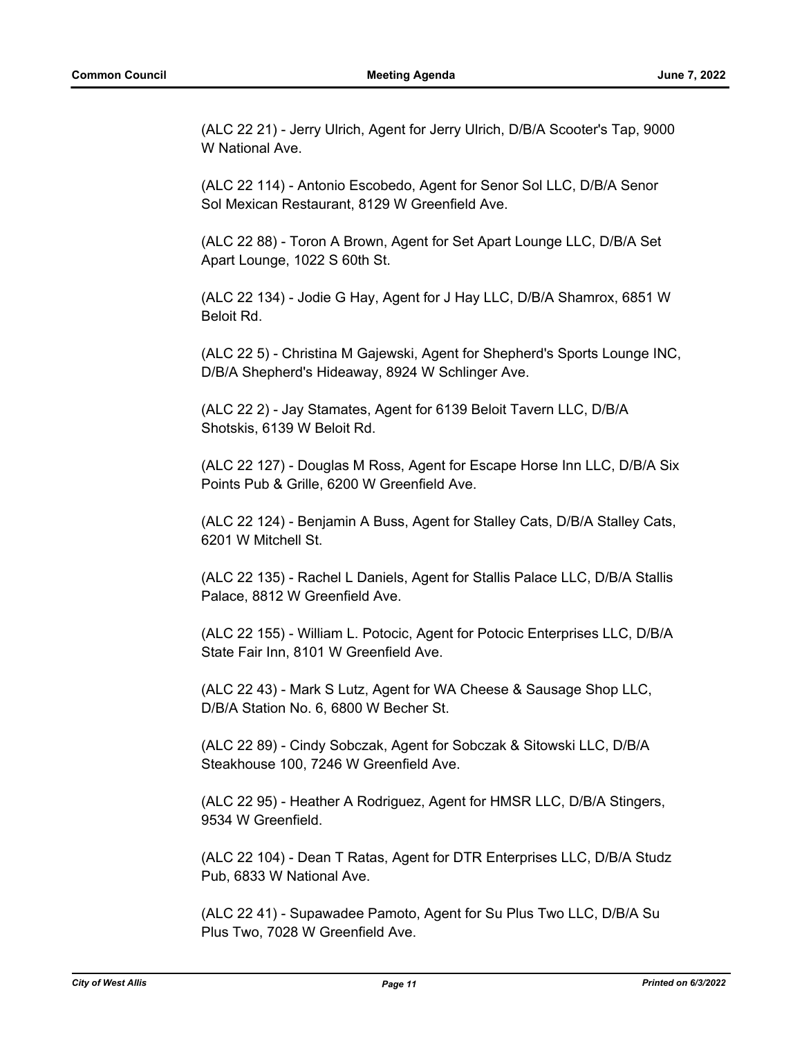(ALC 22 21) - Jerry Ulrich, Agent for Jerry Ulrich, D/B/A Scooter's Tap, 9000 W National Ave.

(ALC 22 114) - Antonio Escobedo, Agent for Senor Sol LLC, D/B/A Senor Sol Mexican Restaurant, 8129 W Greenfield Ave.

(ALC 22 88) - Toron A Brown, Agent for Set Apart Lounge LLC, D/B/A Set Apart Lounge, 1022 S 60th St.

(ALC 22 134) - Jodie G Hay, Agent for J Hay LLC, D/B/A Shamrox, 6851 W Beloit Rd.

(ALC 22 5) - Christina M Gajewski, Agent for Shepherd's Sports Lounge INC, D/B/A Shepherd's Hideaway, 8924 W Schlinger Ave.

(ALC 22 2) - Jay Stamates, Agent for 6139 Beloit Tavern LLC, D/B/A Shotskis, 6139 W Beloit Rd.

(ALC 22 127) - Douglas M Ross, Agent for Escape Horse Inn LLC, D/B/A Six Points Pub & Grille, 6200 W Greenfield Ave.

(ALC 22 124) - Benjamin A Buss, Agent for Stalley Cats, D/B/A Stalley Cats, 6201 W Mitchell St.

(ALC 22 135) - Rachel L Daniels, Agent for Stallis Palace LLC, D/B/A Stallis Palace, 8812 W Greenfield Ave.

(ALC 22 155) - William L. Potocic, Agent for Potocic Enterprises LLC, D/B/A State Fair Inn, 8101 W Greenfield Ave.

(ALC 22 43) - Mark S Lutz, Agent for WA Cheese & Sausage Shop LLC, D/B/A Station No. 6, 6800 W Becher St.

(ALC 22 89) - Cindy Sobczak, Agent for Sobczak & Sitowski LLC, D/B/A Steakhouse 100, 7246 W Greenfield Ave.

(ALC 22 95) - Heather A Rodriguez, Agent for HMSR LLC, D/B/A Stingers, 9534 W Greenfield.

(ALC 22 104) - Dean T Ratas, Agent for DTR Enterprises LLC, D/B/A Studz Pub, 6833 W National Ave.

(ALC 22 41) - Supawadee Pamoto, Agent for Su Plus Two LLC, D/B/A Su Plus Two, 7028 W Greenfield Ave.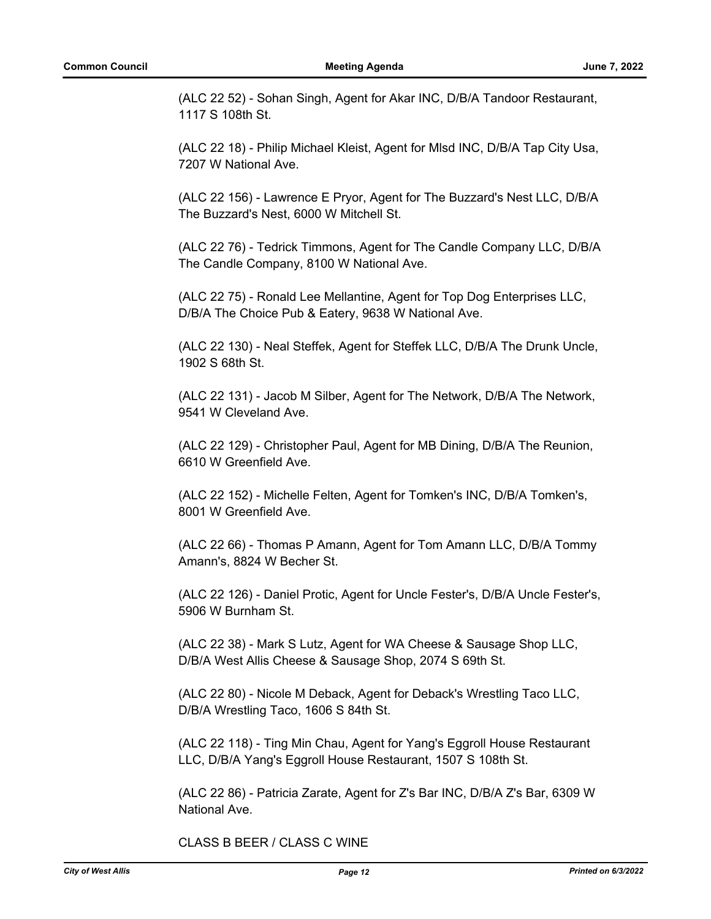(ALC 22 52) - Sohan Singh, Agent for Akar INC, D/B/A Tandoor Restaurant, 1117 S 108th St.

(ALC 22 18) - Philip Michael Kleist, Agent for Mlsd INC, D/B/A Tap City Usa, 7207 W National Ave.

(ALC 22 156) - Lawrence E Pryor, Agent for The Buzzard's Nest LLC, D/B/A The Buzzard's Nest, 6000 W Mitchell St.

(ALC 22 76) - Tedrick Timmons, Agent for The Candle Company LLC, D/B/A The Candle Company, 8100 W National Ave.

(ALC 22 75) - Ronald Lee Mellantine, Agent for Top Dog Enterprises LLC, D/B/A The Choice Pub & Eatery, 9638 W National Ave.

(ALC 22 130) - Neal Steffek, Agent for Steffek LLC, D/B/A The Drunk Uncle, 1902 S 68th St.

(ALC 22 131) - Jacob M Silber, Agent for The Network, D/B/A The Network, 9541 W Cleveland Ave.

(ALC 22 129) - Christopher Paul, Agent for MB Dining, D/B/A The Reunion, 6610 W Greenfield Ave.

(ALC 22 152) - Michelle Felten, Agent for Tomken's INC, D/B/A Tomken's, 8001 W Greenfield Ave.

(ALC 22 66) - Thomas P Amann, Agent for Tom Amann LLC, D/B/A Tommy Amann's, 8824 W Becher St.

(ALC 22 126) - Daniel Protic, Agent for Uncle Fester's, D/B/A Uncle Fester's, 5906 W Burnham St.

(ALC 22 38) - Mark S Lutz, Agent for WA Cheese & Sausage Shop LLC, D/B/A West Allis Cheese & Sausage Shop, 2074 S 69th St.

(ALC 22 80) - Nicole M Deback, Agent for Deback's Wrestling Taco LLC, D/B/A Wrestling Taco, 1606 S 84th St.

(ALC 22 118) - Ting Min Chau, Agent for Yang's Eggroll House Restaurant LLC, D/B/A Yang's Eggroll House Restaurant, 1507 S 108th St.

(ALC 22 86) - Patricia Zarate, Agent for Z's Bar INC, D/B/A Z's Bar, 6309 W National Ave.

CLASS B BEER / CLASS C WINE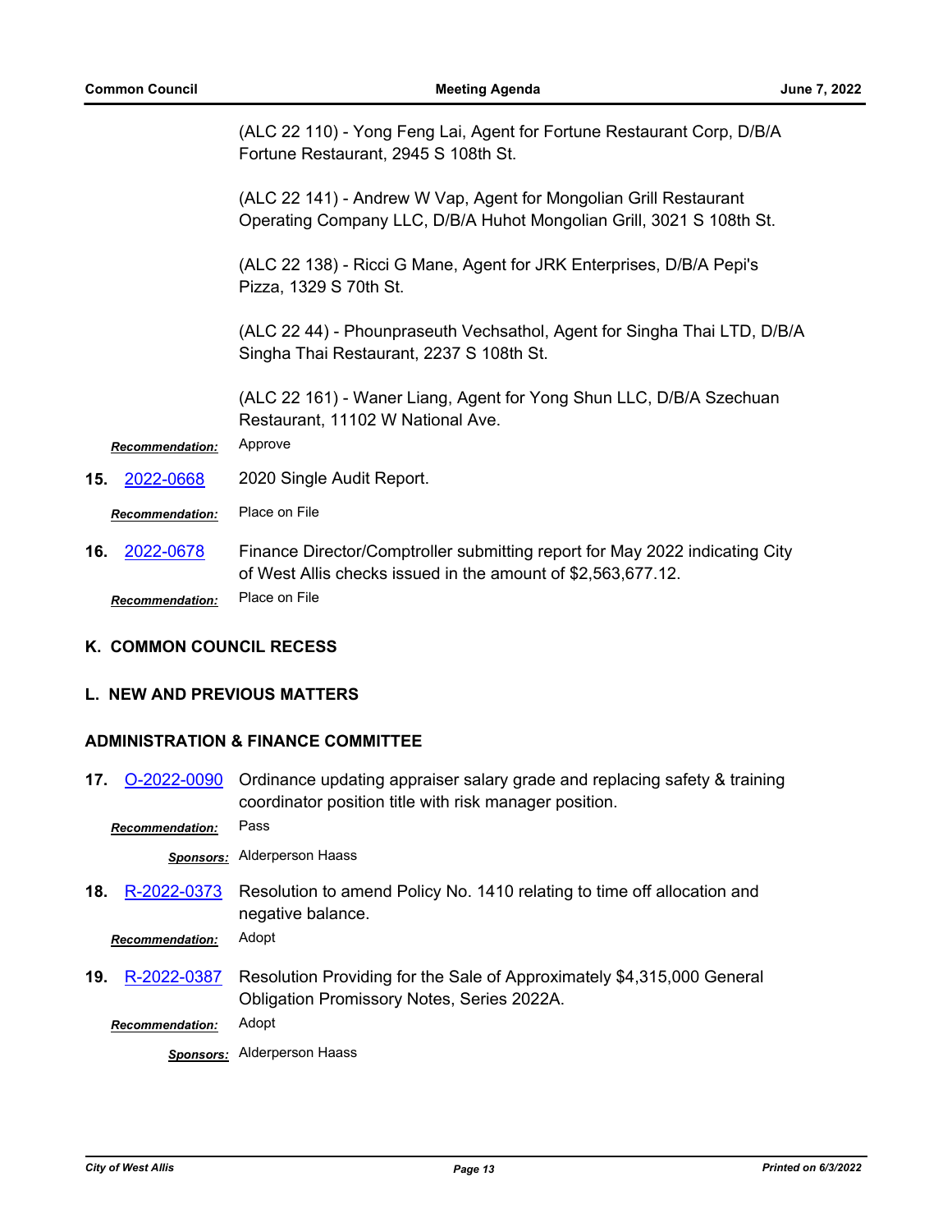(ALC 22 110) - Yong Feng Lai, Agent for Fortune Restaurant Corp, D/B/A Fortune Restaurant, 2945 S 108th St.

(ALC 22 141) - Andrew W Vap, Agent for Mongolian Grill Restaurant Operating Company LLC, D/B/A Huhot Mongolian Grill, 3021 S 108th St.

(ALC 22 138) - Ricci G Mane, Agent for JRK Enterprises, D/B/A Pepi's Pizza, 1329 S 70th St.

(ALC 22 44) - Phounpraseuth Vechsathol, Agent for Singha Thai LTD, D/B/A Singha Thai Restaurant, 2237 S 108th St.

(ALC 22 161) - Waner Liang, Agent for Yong Shun LLC, D/B/A Szechuan Restaurant, 11102 W National Ave.

***Recommendation:*** Approve

**15.** 2022-0668 2020 Single Audit Report.

***Recommendation:*** Place on File

**16.** 2022-0678 Finance Director/Comptroller submitting report for May 2022 indicating City of West Allis checks issued in the amount of $2,563,677.12.

***Recommendation:*** Place on File

## K. COMMON COUNCIL RECESS

## L. NEW AND PREVIOUS MATTERS

### ADMINISTRATION & FINANCE COMMITTEE

**17.** O-2022-0090 Ordinance updating appraiser salary grade and replacing safety & training coordinator position title with risk manager position.

***Recommendation:*** Pass

***Sponsors:*** Alderperson Haass

**18.** R-2022-0373 Resolution to amend Policy No. 1410 relating to time off allocation and negative balance.

***Recommendation:*** Adopt

**19.** R-2022-0387 Resolution Providing for the Sale of Approximately $4,315,000 General Obligation Promissory Notes, Series 2022A.

***Recommendation:*** Adopt

***Sponsors:*** Alderperson Haass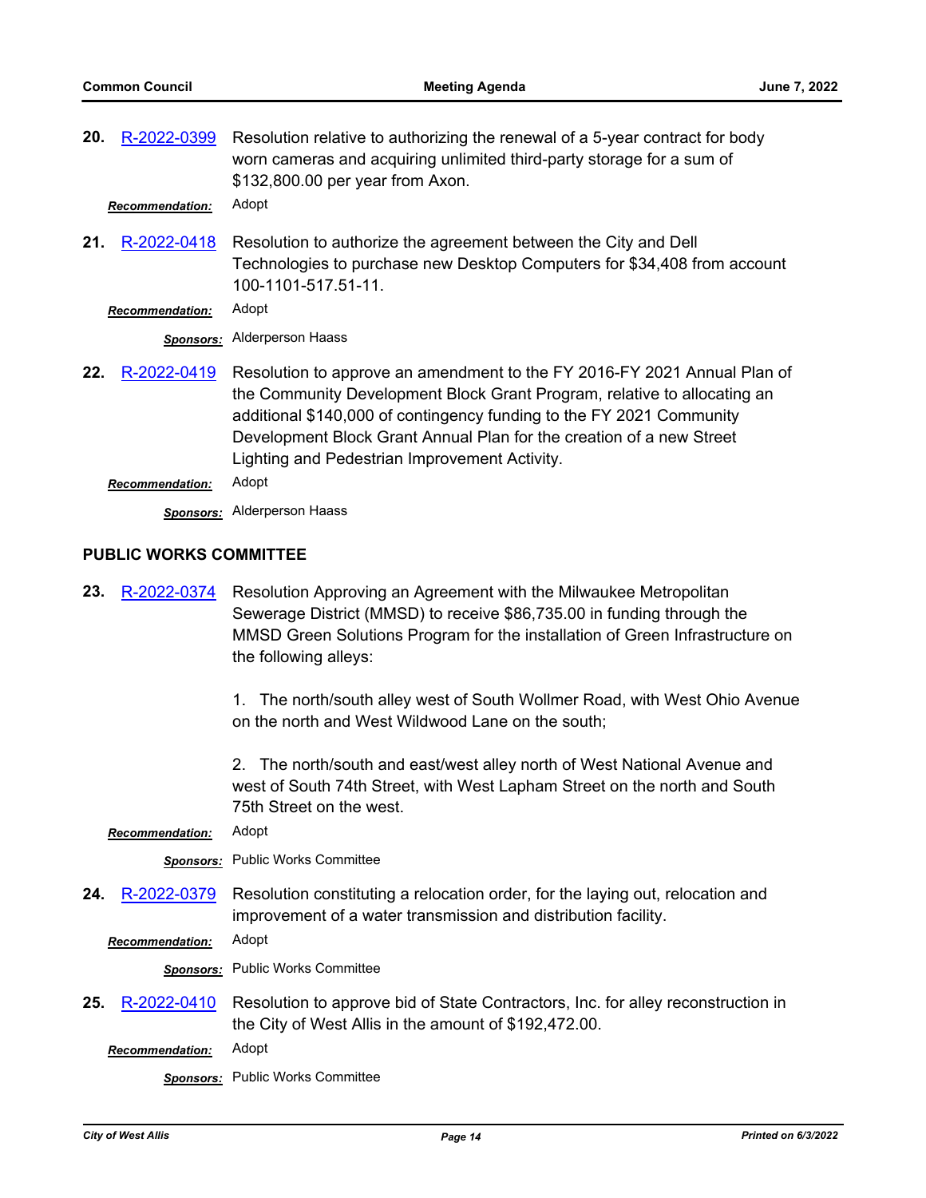**20.** R-2022-0399 Resolution relative to authorizing the renewal of a 5-year contract for body worn cameras and acquiring unlimited third-party storage for a sum of $132,800.00 per year from Axon.

***Recommendation:*** Adopt

**21.** R-2022-0418 Resolution to authorize the agreement between the City and Dell Technologies to purchase new Desktop Computers for $34,408 from account 100-1101-517.51-11.

***Recommendation:*** Adopt

***Sponsors:*** Alderperson Haass

**22.** R-2022-0419 Resolution to approve an amendment to the FY 2016-FY 2021 Annual Plan of the Community Development Block Grant Program, relative to allocating an additional $140,000 of contingency funding to the FY 2021 Community Development Block Grant Annual Plan for the creation of a new Street Lighting and Pedestrian Improvement Activity.

***Recommendation:*** Adopt

***Sponsors:*** Alderperson Haass

## PUBLIC WORKS COMMITTEE

**23.** R-2022-0374 Resolution Approving an Agreement with the Milwaukee Metropolitan Sewerage District (MMSD) to receive $86,735.00 in funding through the MMSD Green Solutions Program for the installation of Green Infrastructure on the following alleys:

1. The north/south alley west of South Wollmer Road, with West Ohio Avenue on the north and West Wildwood Lane on the south;

2. The north/south and east/west alley north of West National Avenue and west of South 74th Street, with West Lapham Street on the north and South 75th Street on the west.

***Recommendation:*** Adopt

***Sponsors:*** Public Works Committee

**24.** R-2022-0379 Resolution constituting a relocation order, for the laying out, relocation and improvement of a water transmission and distribution facility.

***Recommendation:*** Adopt

***Sponsors:*** Public Works Committee

**25.** R-2022-0410 Resolution to approve bid of State Contractors, Inc. for alley reconstruction in the City of West Allis in the amount of $192,472.00.

***Recommendation:*** Adopt

***Sponsors:*** Public Works Committee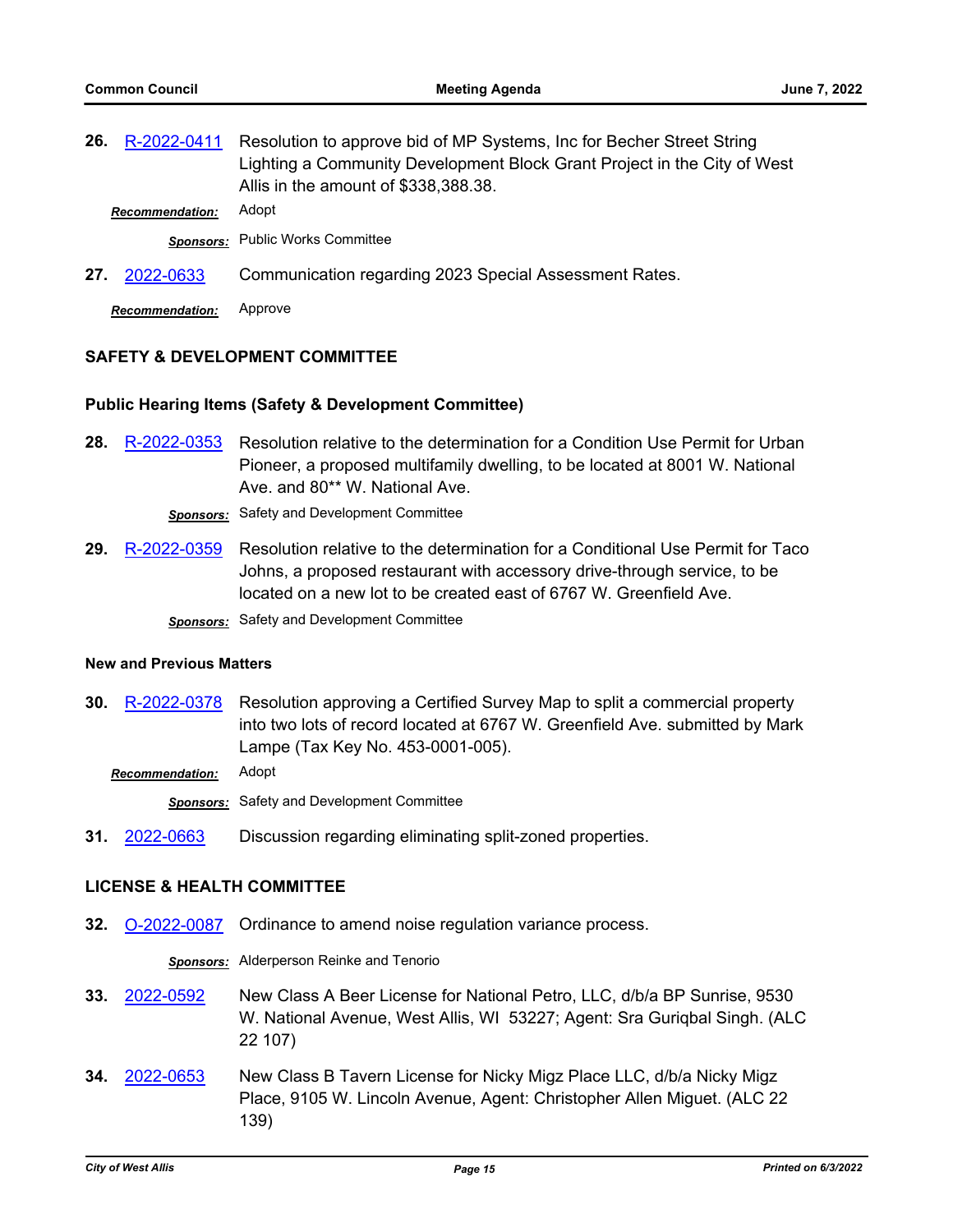**26.** R-2022-0411 Resolution to approve bid of MP Systems, Inc for Becher Street String Lighting a Community Development Block Grant Project in the City of West Allis in the amount of $338,388.38.

***Recommendation:*** Adopt

***Sponsors:*** Public Works Committee

**27.** 2022-0633 Communication regarding 2023 Special Assessment Rates.

***Recommendation:*** Approve

## SAFETY & DEVELOPMENT COMMITTEE

### Public Hearing Items (Safety & Development Committee)

**28.** R-2022-0353 Resolution relative to the determination for a Condition Use Permit for Urban Pioneer, a proposed multifamily dwelling, to be located at 8001 W. National Ave. and 80** W. National Ave.

***Sponsors:*** Safety and Development Committee

**29.** R-2022-0359 Resolution relative to the determination for a Conditional Use Permit for Taco Johns, a proposed restaurant with accessory drive-through service, to be located on a new lot to be created east of 6767 W. Greenfield Ave.

***Sponsors:*** Safety and Development Committee

### New and Previous Matters

**30.** R-2022-0378 Resolution approving a Certified Survey Map to split a commercial property into two lots of record located at 6767 W. Greenfield Ave. submitted by Mark Lampe (Tax Key No. 453-0001-005).

***Recommendation:*** Adopt

***Sponsors:*** Safety and Development Committee

**31.** 2022-0663 Discussion regarding eliminating split-zoned properties.

## LICENSE & HEALTH COMMITTEE

**32.** O-2022-0087 Ordinance to amend noise regulation variance process.

***Sponsors:*** Alderperson Reinke and Tenorio

**33.** 2022-0592 New Class A Beer License for National Petro, LLC, d/b/a BP Sunrise, 9530 W. National Avenue, West Allis, WI 53227; Agent: Sra Guriqbal Singh. (ALC 22 107)

**34.** 2022-0653 New Class B Tavern License for Nicky Migz Place LLC, d/b/a Nicky Migz Place, 9105 W. Lincoln Avenue, Agent: Christopher Allen Miguet. (ALC 22 139)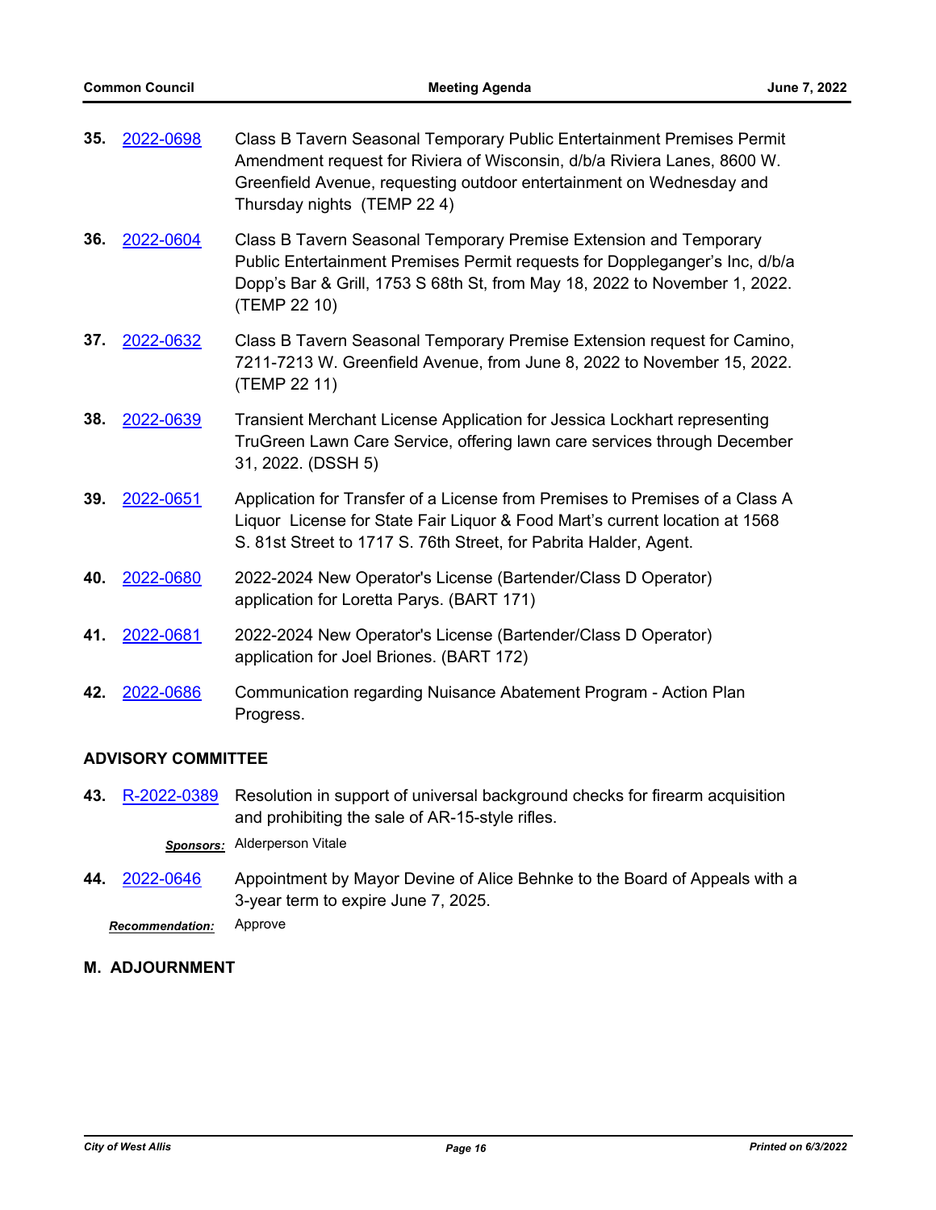**35.** 2022-0698 Class B Tavern Seasonal Temporary Public Entertainment Premises Permit Amendment request for Riviera of Wisconsin, d/b/a Riviera Lanes, 8600 W. Greenfield Avenue, requesting outdoor entertainment on Wednesday and Thursday nights (TEMP 22 4)

**36.** 2022-0604 Class B Tavern Seasonal Temporary Premise Extension and Temporary Public Entertainment Premises Permit requests for Doppleganger's Inc, d/b/a Dopp's Bar & Grill, 1753 S 68th St, from May 18, 2022 to November 1, 2022. (TEMP 22 10)

**37.** 2022-0632 Class B Tavern Seasonal Temporary Premise Extension request for Camino, 7211-7213 W. Greenfield Avenue, from June 8, 2022 to November 15, 2022. (TEMP 22 11)

**38.** 2022-0639 Transient Merchant License Application for Jessica Lockhart representing TruGreen Lawn Care Service, offering lawn care services through December 31, 2022. (DSSH 5)

**39.** 2022-0651 Application for Transfer of a License from Premises to Premises of a Class A Liquor License for State Fair Liquor & Food Mart's current location at 1568 S. 81st Street to 1717 S. 76th Street, for Pabrita Halder, Agent.

**40.** 2022-0680 2022-2024 New Operator's License (Bartender/Class D Operator) application for Loretta Parys. (BART 171)

**41.** 2022-0681 2022-2024 New Operator's License (Bartender/Class D Operator) application for Joel Briones. (BART 172)

**42.** 2022-0686 Communication regarding Nuisance Abatement Program - Action Plan Progress.

## ADVISORY COMMITTEE

**43.** R-2022-0389 Resolution in support of universal background checks for firearm acquisition and prohibiting the sale of AR-15-style rifles.

***Sponsors:*** Alderperson Vitale

**44.** 2022-0646 Appointment by Mayor Devine of Alice Behnke to the Board of Appeals with a 3-year term to expire June 7, 2025.

***Recommendation:*** Approve

## M. ADJOURNMENT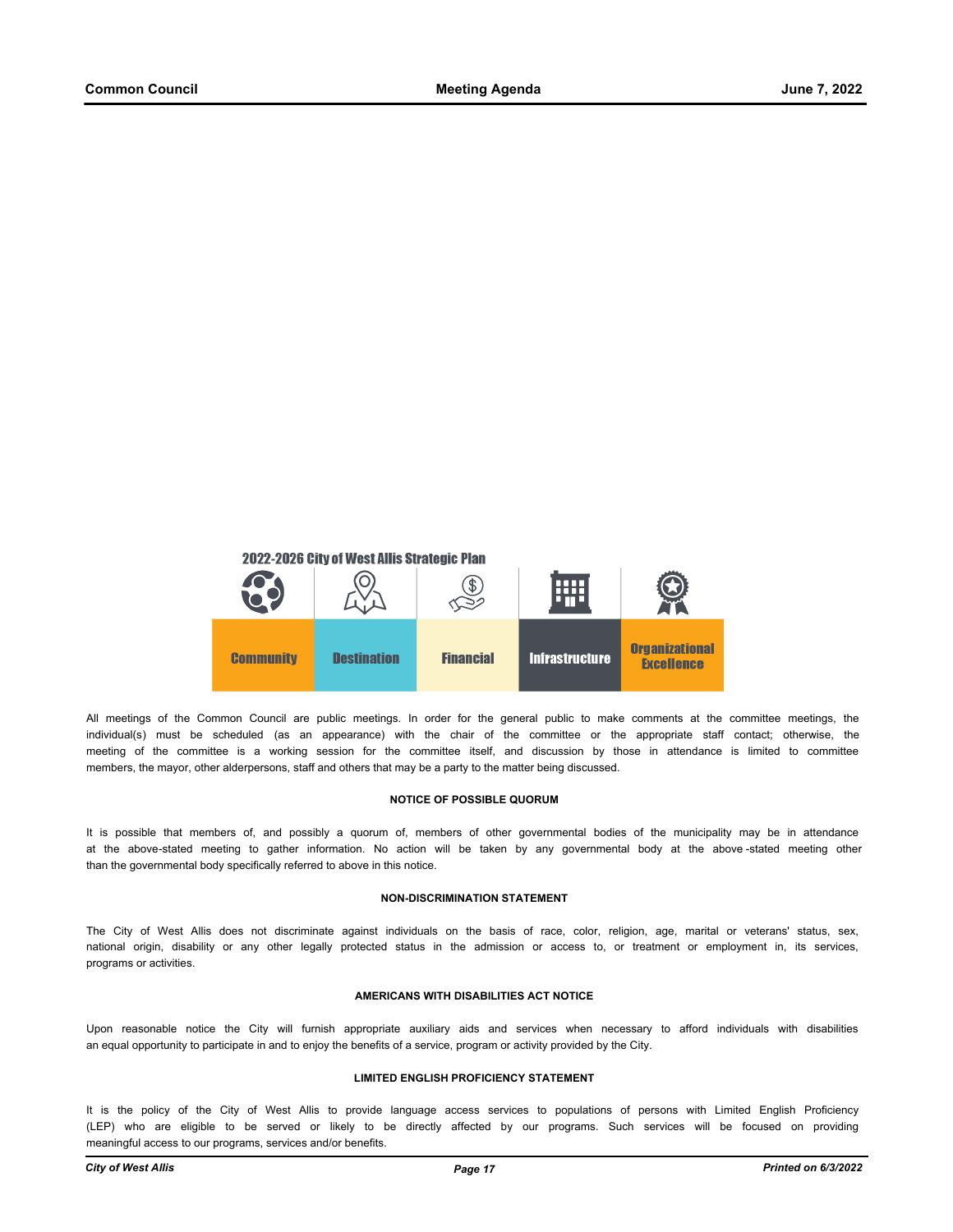2022-2026 City of West Allis Strategic Plan

Community

Destination

Financial

Infrastructure

Organizational Excellence

All meetings of the Common Council are public meetings. In order for the general public to make comments at the committee meetings, the individual(s) must be scheduled (as an appearance) with the chair of the committee or the appropriate staff contact; otherwise, the meeting of the committee is a working session for the committee itself, and discussion by those in attendance is limited to committee members, the mayor, other alderpersons, staff and others that may be a party to the matter being discussed.

**NOTICE OF POSSIBLE QUORUM**

It is possible that members of, and possibly a quorum of, members of other governmental bodies of the municipality may be in attendance at the above-stated meeting to gather information. No action will be taken by any governmental body at the above-stated meeting other than the governmental body specifically referred to above in this notice.

**NON-DISCRIMINATION STATEMENT**

The City of West Allis does not discriminate against individuals on the basis of race, color, religion, age, marital or veterans' status, sex, national origin, disability or any other legally protected status in the admission or access to, or treatment or employment in, its services, programs or activities.

**AMERICANS WITH DISABILITIES ACT NOTICE**

Upon reasonable notice the City will furnish appropriate auxiliary aids and services when necessary to afford individuals with disabilities an equal opportunity to participate in and to enjoy the benefits of a service, program or activity provided by the City.

**LIMITED ENGLISH PROFICIENCY STATEMENT**

It is the policy of the City of West Allis to provide language access services to populations of persons with Limited English Proficiency (LEP) who are eligible to be served or likely to be directly affected by our programs. Such services will be focused on providing meaningful access to our programs, services and/or benefits.